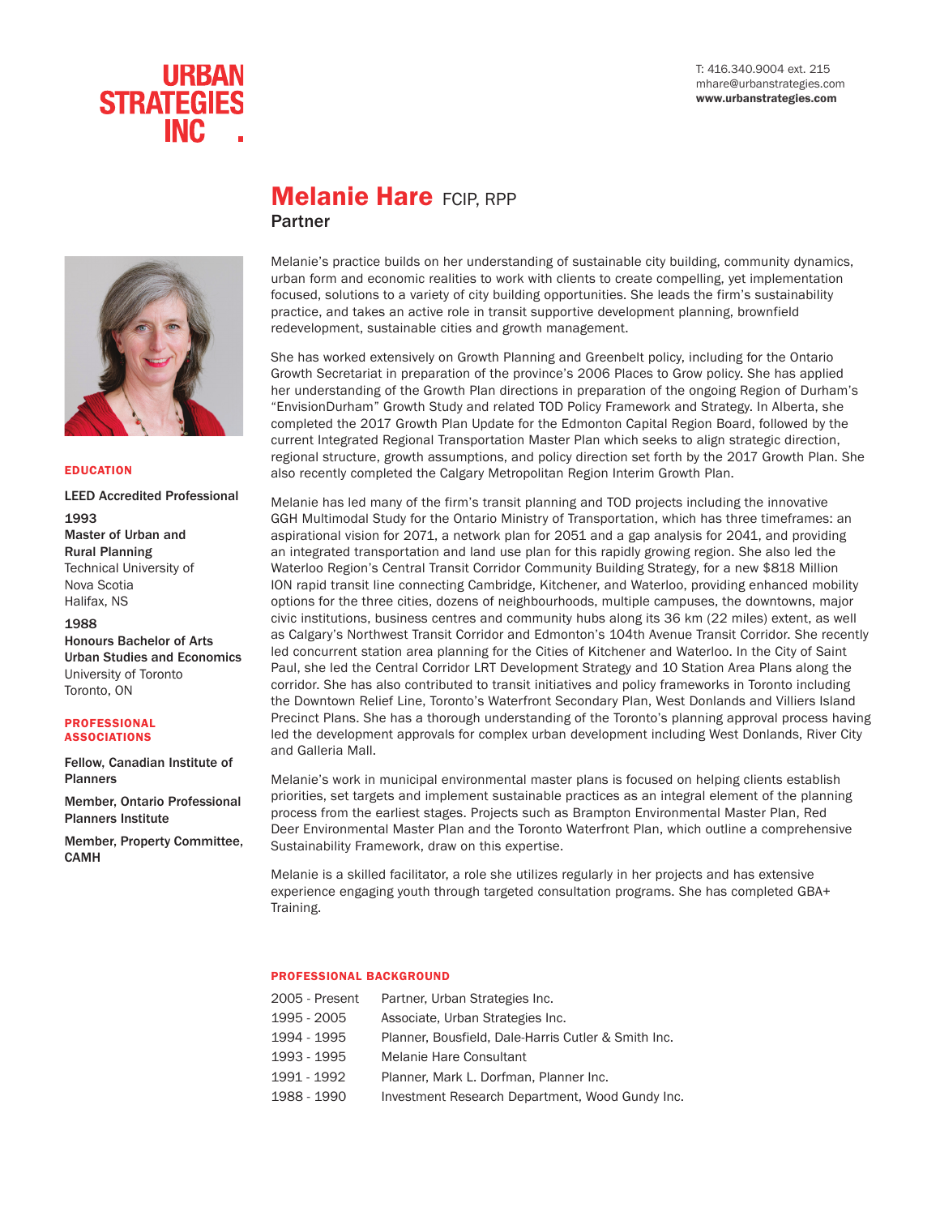URBAN STRATEGIES INC.

T: 416.340.9004 ext. 215
mhare@urbanstrategies.com
**www.urbanstrategies.com**

# Melanie Hare FCIP, RPP

**Partner**

Melanie's practice builds on her understanding of sustainable city building, community dynamics, urban form and economic realities to work with clients to create compelling, yet implementation focused, solutions to a variety of city building opportunities. She leads the firm's sustainability practice, and takes an active role in transit supportive development planning, brownfield redevelopment, sustainable cities and growth management.

She has worked extensively on Growth Planning and Greenbelt policy, including for the Ontario Growth Secretariat in preparation of the province's 2006 Places to Grow policy. She has applied her understanding of the Growth Plan directions in preparation of the ongoing Region of Durham's "EnvisionDurham" Growth Study and related TOD Policy Framework and Strategy. In Alberta, she completed the 2017 Growth Plan Update for the Edmonton Capital Region Board, followed by the current Integrated Regional Transportation Master Plan which seeks to align strategic direction, regional structure, growth assumptions, and policy direction set forth by the 2017 Growth Plan. She also recently completed the Calgary Metropolitan Region Interim Growth Plan.

Melanie has led many of the firm's transit planning and TOD projects including the innovative GGH Multimodal Study for the Ontario Ministry of Transportation, which has three timeframes: an aspirational vision for 2071, a network plan for 2051 and a gap analysis for 2041, and providing an integrated transportation and land use plan for this rapidly growing region. She also led the Waterloo Region's Central Transit Corridor Community Building Strategy, for a new $818 Million ION rapid transit line connecting Cambridge, Kitchener, and Waterloo, providing enhanced mobility options for the three cities, dozens of neighbourhoods, multiple campuses, the downtowns, major civic institutions, business centres and community hubs along its 36 km (22 miles) extent, as well as Calgary's Northwest Transit Corridor and Edmonton's 104th Avenue Transit Corridor. She recently led concurrent station area planning for the Cities of Kitchener and Waterloo. In the City of Saint Paul, she led the Central Corridor LRT Development Strategy and 10 Station Area Plans along the corridor. She has also contributed to transit initiatives and policy frameworks in Toronto including the Downtown Relief Line, Toronto's Waterfront Secondary Plan, West Donlands and Villiers Island Precinct Plans. She has a thorough understanding of the Toronto's planning approval process having led the development approvals for complex urban development including West Donlands, River City and Galleria Mall.

Melanie's work in municipal environmental master plans is focused on helping clients establish priorities, set targets and implement sustainable practices as an integral element of the planning process from the earliest stages. Projects such as Brampton Environmental Master Plan, Red Deer Environmental Master Plan and the Toronto Waterfront Plan, which outline a comprehensive Sustainability Framework, draw on this expertise.

Melanie is a skilled facilitator, a role she utilizes regularly in her projects and has extensive experience engaging youth through targeted consultation programs. She has completed GBA+ Training.

## EDUCATION

**LEED Accredited Professional**

**1993**
**Master of Urban and Rural Planning**
Technical University of Nova Scotia
Halifax, NS

**1988**
**Honours Bachelor of Arts Urban Studies and Economics**
University of Toronto
Toronto, ON

## PROFESSIONAL ASSOCIATIONS

**Fellow, Canadian Institute of Planners**

**Member, Ontario Professional Planners Institute**

**Member, Property Committee, CAMH**

## PROFESSIONAL BACKGROUND

| | |
|---|---|
| 2005 - Present | Partner, Urban Strategies Inc. |
| 1995 - 2005 | Associate, Urban Strategies Inc. |
| 1994 - 1995 | Planner, Bousfield, Dale-Harris Cutler & Smith Inc. |
| 1993 - 1995 | Melanie Hare Consultant |
| 1991 - 1992 | Planner, Mark L. Dorfman, Planner Inc. |
| 1988 - 1990 | Investment Research Department, Wood Gundy Inc. |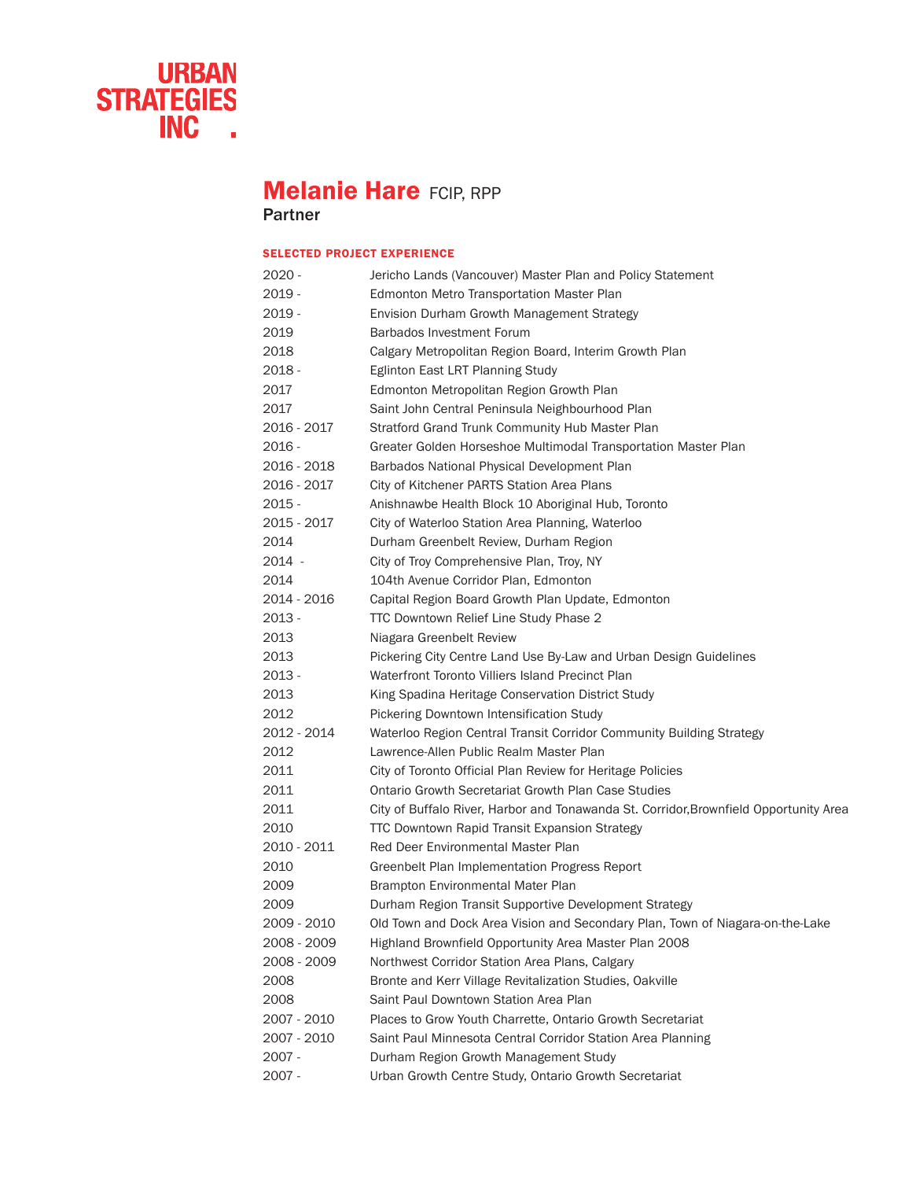URBAN STRATEGIES INC

# Melanie Hare FCIP, RPP

**Partner**

## SELECTED PROJECT EXPERIENCE

| | |
|---|---|
| 2020 - | Jericho Lands (Vancouver) Master Plan and Policy Statement |
| 2019 - | Edmonton Metro Transportation Master Plan |
| 2019 - | Envision Durham Growth Management Strategy |
| 2019 | Barbados Investment Forum |
| 2018 | Calgary Metropolitan Region Board, Interim Growth Plan |
| 2018 - | Eglinton East LRT Planning Study |
| 2017 | Edmonton Metropolitan Region Growth Plan |
| 2017 | Saint John Central Peninsula Neighbourhood Plan |
| 2016 - 2017 | Stratford Grand Trunk Community Hub Master Plan |
| 2016 - | Greater Golden Horseshoe Multimodal Transportation Master Plan |
| 2016 - 2018 | Barbados National Physical Development Plan |
| 2016 - 2017 | City of Kitchener PARTS Station Area Plans |
| 2015 - | Anishnawbe Health Block 10 Aboriginal Hub, Toronto |
| 2015 - 2017 | City of Waterloo Station Area Planning, Waterloo |
| 2014 | Durham Greenbelt Review, Durham Region |
| 2014 - | City of Troy Comprehensive Plan, Troy, NY |
| 2014 | 104th Avenue Corridor Plan, Edmonton |
| 2014 - 2016 | Capital Region Board Growth Plan Update, Edmonton |
| 2013 - | TTC Downtown Relief Line Study Phase 2 |
| 2013 | Niagara Greenbelt Review |
| 2013 | Pickering City Centre Land Use By-Law and Urban Design Guidelines |
| 2013 - | Waterfront Toronto Villiers Island Precinct Plan |
| 2013 | King Spadina Heritage Conservation District Study |
| 2012 | Pickering Downtown Intensification Study |
| 2012 - 2014 | Waterloo Region Central Transit Corridor Community Building Strategy |
| 2012 | Lawrence-Allen Public Realm Master Plan |
| 2011 | City of Toronto Official Plan Review for Heritage Policies |
| 2011 | Ontario Growth Secretariat Growth Plan Case Studies |
| 2011 | City of Buffalo River, Harbor and Tonawanda St. Corridor,Brownfield Opportunity Area |
| 2010 | TTC Downtown Rapid Transit Expansion Strategy |
| 2010 - 2011 | Red Deer Environmental Master Plan |
| 2010 | Greenbelt Plan Implementation Progress Report |
| 2009 | Brampton Environmental Mater Plan |
| 2009 | Durham Region Transit Supportive Development Strategy |
| 2009 - 2010 | Old Town and Dock Area Vision and Secondary Plan, Town of Niagara-on-the-Lake |
| 2008 - 2009 | Highland Brownfield Opportunity Area Master Plan 2008 |
| 2008 - 2009 | Northwest Corridor Station Area Plans, Calgary |
| 2008 | Bronte and Kerr Village Revitalization Studies, Oakville |
| 2008 | Saint Paul Downtown Station Area Plan |
| 2007 - 2010 | Places to Grow Youth Charrette, Ontario Growth Secretariat |
| 2007 - 2010 | Saint Paul Minnesota Central Corridor Station Area Planning |
| 2007 - | Durham Region Growth Management Study |
| 2007 - | Urban Growth Centre Study, Ontario Growth Secretariat |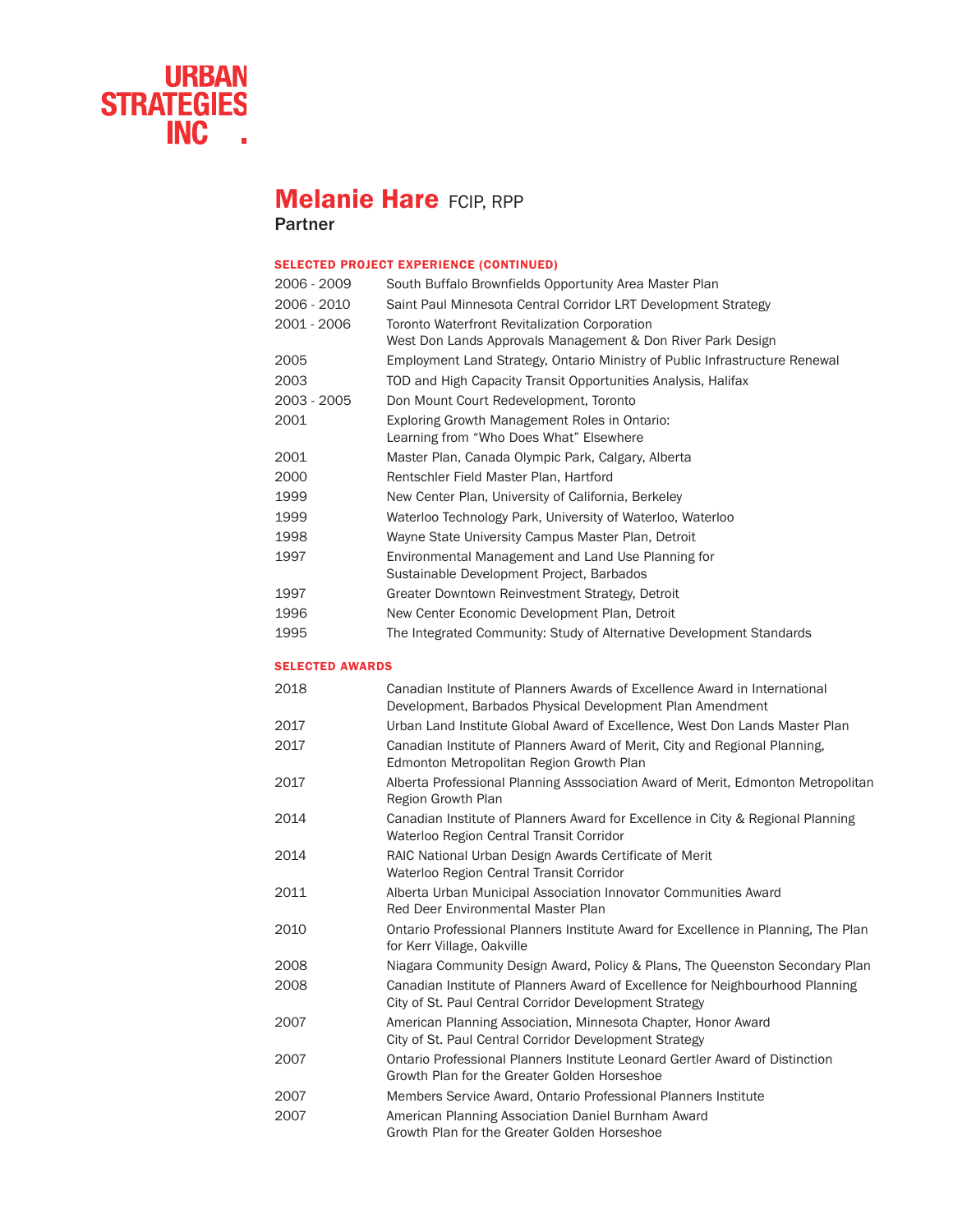URBAN STRATEGIES INC.

# Melanie Hare FCIP, RPP

Partner

## SELECTED PROJECT EXPERIENCE (CONTINUED)

| | |
|---|---|
| 2006 - 2009 | South Buffalo Brownfields Opportunity Area Master Plan |
| 2006 - 2010 | Saint Paul Minnesota Central Corridor LRT Development Strategy |
| 2001 - 2006 | Toronto Waterfront Revitalization Corporation<br>West Don Lands Approvals Management & Don River Park Design |
| 2005 | Employment Land Strategy, Ontario Ministry of Public Infrastructure Renewal |
| 2003 | TOD and High Capacity Transit Opportunities Analysis, Halifax |
| 2003 - 2005 | Don Mount Court Redevelopment, Toronto |
| 2001 | Exploring Growth Management Roles in Ontario:<br>Learning from "Who Does What" Elsewhere |
| 2001 | Master Plan, Canada Olympic Park, Calgary, Alberta |
| 2000 | Rentschler Field Master Plan, Hartford |
| 1999 | New Center Plan, University of California, Berkeley |
| 1999 | Waterloo Technology Park, University of Waterloo, Waterloo |
| 1998 | Wayne State University Campus Master Plan, Detroit |
| 1997 | Environmental Management and Land Use Planning for<br>Sustainable Development Project, Barbados |
| 1997 | Greater Downtown Reinvestment Strategy, Detroit |
| 1996 | New Center Economic Development Plan, Detroit |
| 1995 | The Integrated Community: Study of Alternative Development Standards |

## SELECTED AWARDS

| | |
|---|---|
| 2018 | Canadian Institute of Planners Awards of Excellence Award in International Development, Barbados Physical Development Plan Amendment |
| 2017 | Urban Land Institute Global Award of Excellence, West Don Lands Master Plan |
| 2017 | Canadian Institute of Planners Award of Merit, City and Regional Planning, Edmonton Metropolitan Region Growth Plan |
| 2017 | Alberta Professional Planning Asssociation Award of Merit, Edmonton Metropolitan Region Growth Plan |
| 2014 | Canadian Institute of Planners Award for Excellence in City & Regional Planning<br>Waterloo Region Central Transit Corridor |
| 2014 | RAIC National Urban Design Awards Certificate of Merit<br>Waterloo Region Central Transit Corridor |
| 2011 | Alberta Urban Municipal Association Innovator Communities Award<br>Red Deer Environmental Master Plan |
| 2010 | Ontario Professional Planners Institute Award for Excellence in Planning, The Plan for Kerr Village, Oakville |
| 2008 | Niagara Community Design Award, Policy & Plans, The Queenston Secondary Plan |
| 2008 | Canadian Institute of Planners Award of Excellence for Neighbourhood Planning<br>City of St. Paul Central Corridor Development Strategy |
| 2007 | American Planning Association, Minnesota Chapter, Honor Award<br>City of St. Paul Central Corridor Development Strategy |
| 2007 | Ontario Professional Planners Institute Leonard Gertler Award of Distinction<br>Growth Plan for the Greater Golden Horseshoe |
| 2007 | Members Service Award, Ontario Professional Planners Institute |
| 2007 | American Planning Association Daniel Burnham Award<br>Growth Plan for the Greater Golden Horseshoe |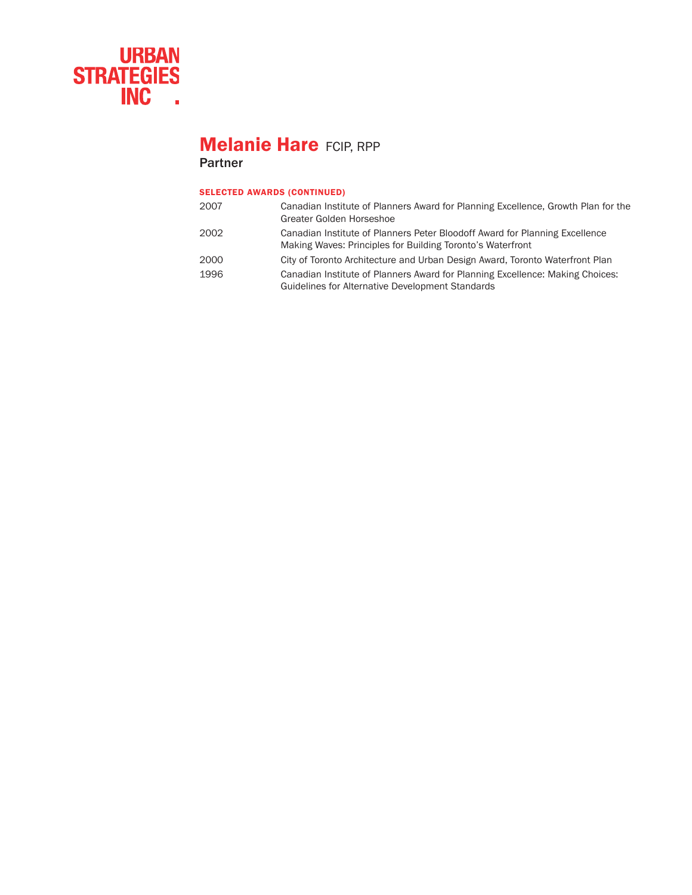URBAN STRATEGIES INC.

# Melanie Hare FCIP, RPP

Partner

### SELECTED AWARDS (CONTINUED)

| | |
|---|---|
| 2007 | Canadian Institute of Planners Award for Planning Excellence, Growth Plan for the Greater Golden Horseshoe |
| 2002 | Canadian Institute of Planners Peter Bloodoff Award for Planning Excellence Making Waves: Principles for Building Toronto's Waterfront |
| 2000 | City of Toronto Architecture and Urban Design Award, Toronto Waterfront Plan |
| 1996 | Canadian Institute of Planners Award for Planning Excellence: Making Choices: Guidelines for Alternative Development Standards |